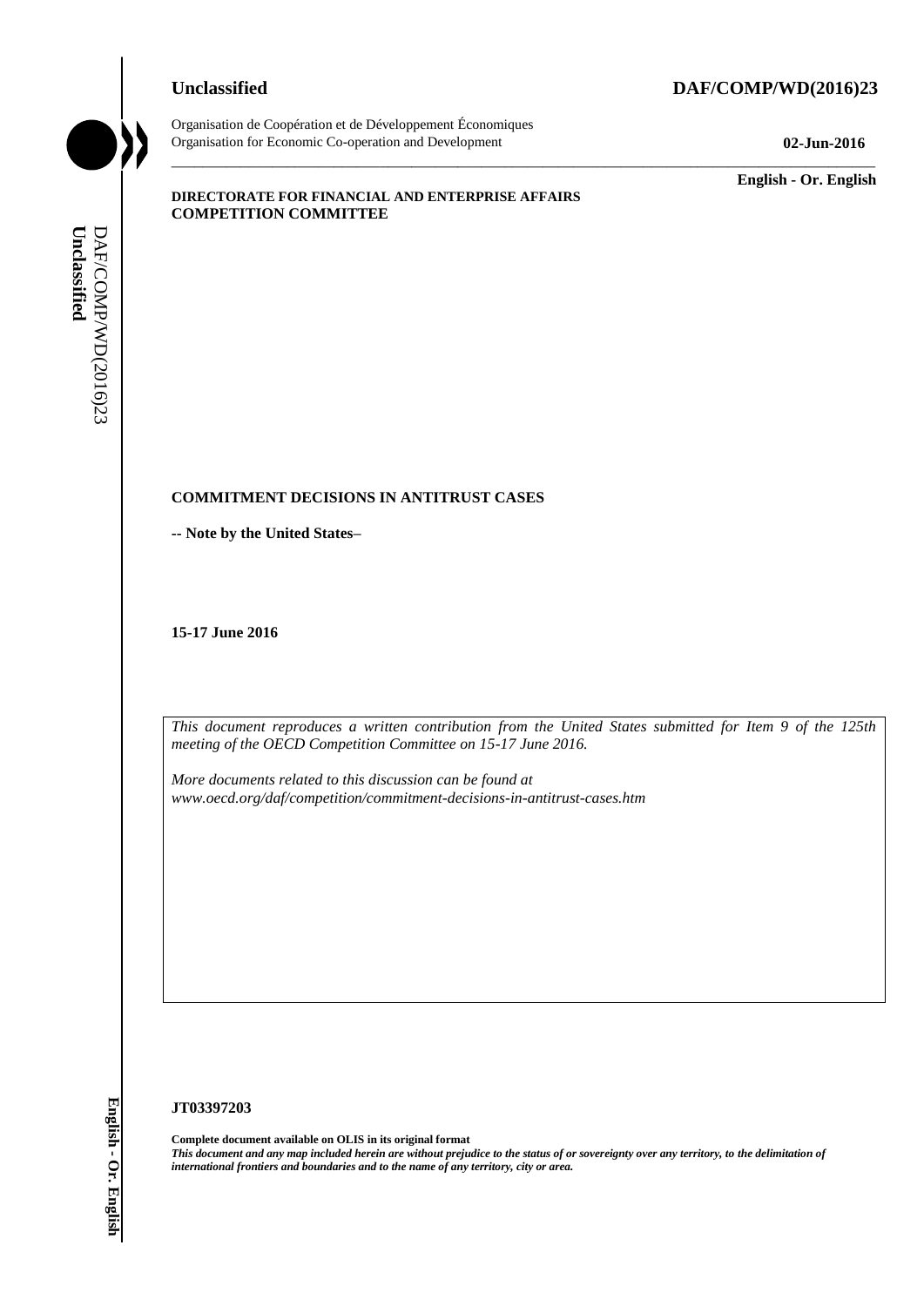**Unclassified** **DAF/COMP/WD(2016)23**

Organisation de Coopération et de Développement Économiques
Organisation for Economic Co-operation and Development **02-Jun-2016**

**English - Or. English**

**DIRECTORATE FOR FINANCIAL AND ENTERPRISE AFFAIRS**
**COMPETITION COMMITTEE**

**COMMITMENT DECISIONS IN ANTITRUST CASES**

**-- Note by the United States–**

**15-17 June 2016**

*This document reproduces a written contribution from the United States submitted for Item 9 of the 125th meeting of the OECD Competition Committee on 15-17 June 2016.*

*More documents related to this discussion can be found at*
*www.oecd.org/daf/competition/commitment-decisions-in-antitrust-cases.htm*

**JT03397203**

**Complete document available on OLIS in its original format**
***This document and any map included herein are without prejudice to the status of or sovereignty over any territory, to the delimitation of international frontiers and boundaries and to the name of any territory, city or area.***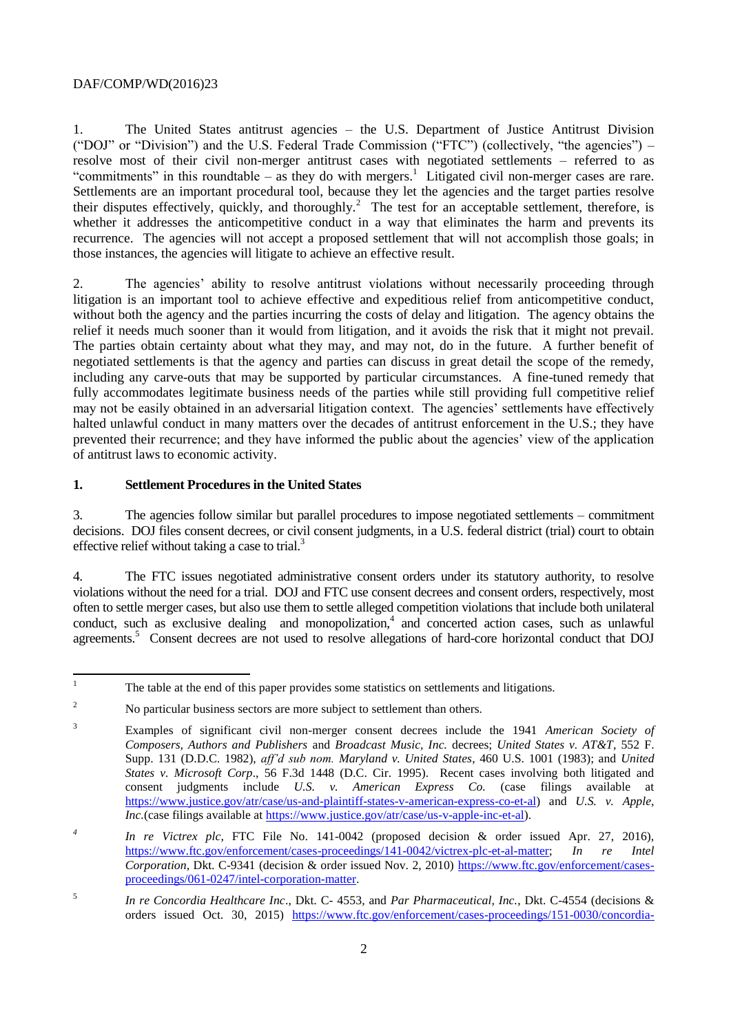1. The United States antitrust agencies – the U.S. Department of Justice Antitrust Division ("DOJ" or "Division") and the U.S. Federal Trade Commission ("FTC") (collectively, "the agencies") – resolve most of their civil non-merger antitrust cases with negotiated settlements – referred to as "commitments" in this roundtable – as they do with mergers.[1] Litigated civil non-merger cases are rare. Settlements are an important procedural tool, because they let the agencies and the target parties resolve their disputes effectively, quickly, and thoroughly.[2] The test for an acceptable settlement, therefore, is whether it addresses the anticompetitive conduct in a way that eliminates the harm and prevents its recurrence. The agencies will not accept a proposed settlement that will not accomplish those goals; in those instances, the agencies will litigate to achieve an effective result.

2. The agencies' ability to resolve antitrust violations without necessarily proceeding through litigation is an important tool to achieve effective and expeditious relief from anticompetitive conduct, without both the agency and the parties incurring the costs of delay and litigation. The agency obtains the relief it needs much sooner than it would from litigation, and it avoids the risk that it might not prevail. The parties obtain certainty about what they may, and may not, do in the future. A further benefit of negotiated settlements is that the agency and parties can discuss in great detail the scope of the remedy, including any carve-outs that may be supported by particular circumstances. A fine-tuned remedy that fully accommodates legitimate business needs of the parties while still providing full competitive relief may not be easily obtained in an adversarial litigation context. The agencies' settlements have effectively halted unlawful conduct in many matters over the decades of antitrust enforcement in the U.S.; they have prevented their recurrence; and they have informed the public about the agencies' view of the application of antitrust laws to economic activity.

## 1. Settlement Procedures in the United States

3. The agencies follow similar but parallel procedures to impose negotiated settlements – commitment decisions. DOJ files consent decrees, or civil consent judgments, in a U.S. federal district (trial) court to obtain effective relief without taking a case to trial.[3]

4. The FTC issues negotiated administrative consent orders under its statutory authority, to resolve violations without the need for a trial. DOJ and FTC use consent decrees and consent orders, respectively, most often to settle merger cases, but also use them to settle alleged competition violations that include both unilateral conduct, such as exclusive dealing and monopolization,[4] and concerted action cases, such as unlawful agreements.[5] Consent decrees are not used to resolve allegations of hard-core horizontal conduct that DOJ

---

[1] The table at the end of this paper provides some statistics on settlements and litigations.

[2] No particular business sectors are more subject to settlement than others.

[3] Examples of significant civil non-merger consent decrees include the 1941 *American Society of Composers, Authors and Publishers* and *Broadcast Music, Inc.* decrees; *United States v. AT&T*, 552 F. Supp. 131 (D.D.C. 1982), *aff'd sub nom. Maryland v. United States*, 460 U.S. 1001 (1983); and *United States v. Microsoft Corp*., 56 F.3d 1448 (D.C. Cir. 1995). Recent cases involving both litigated and consent judgments include *U.S. v. American Express Co.* (case filings available at https://www.justice.gov/atr/case/us-and-plaintiff-states-v-american-express-co-et-al) and *U.S. v. Apple, Inc.*(case filings available at https://www.justice.gov/atr/case/us-v-apple-inc-et-al).

[4] *In re Victrex plc*, FTC File No. 141-0042 (proposed decision & order issued Apr. 27, 2016), https://www.ftc.gov/enforcement/cases-proceedings/141-0042/victrex-plc-et-al-matter; *In re Intel Corporation*, Dkt. C-9341 (decision & order issued Nov. 2, 2010) https://www.ftc.gov/enforcement/cases-proceedings/061-0247/intel-corporation-matter.

[5] *In re Concordia Healthcare Inc*., Dkt. C- 4553, and *Par Pharmaceutical, Inc.*, Dkt. C-4554 (decisions & orders issued Oct. 30, 2015) https://www.ftc.gov/enforcement/cases-proceedings/151-0030/concordia-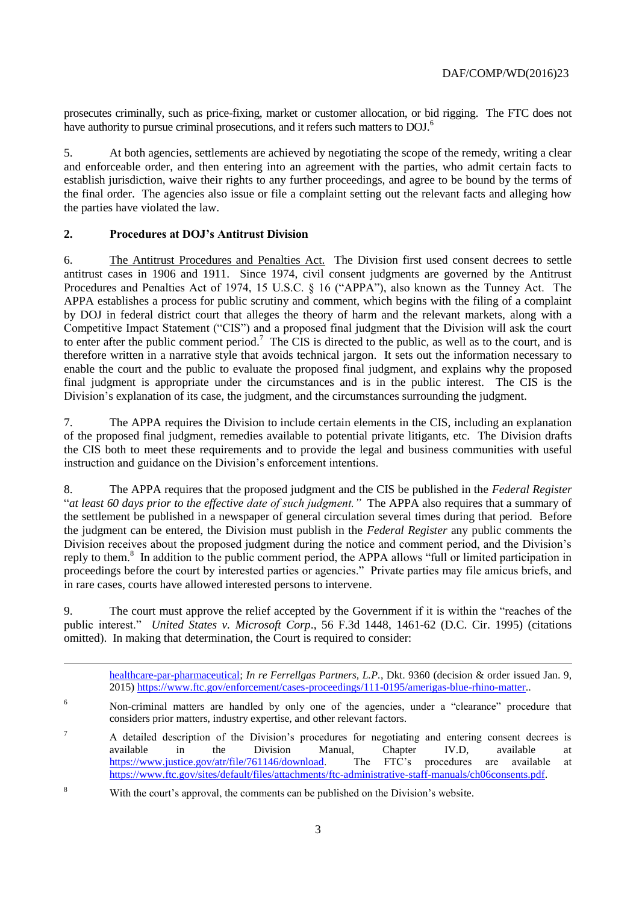prosecutes criminally, such as price-fixing, market or customer allocation, or bid rigging. The FTC does not have authority to pursue criminal prosecutions, and it refers such matters to DOJ.[6]

5. At both agencies, settlements are achieved by negotiating the scope of the remedy, writing a clear and enforceable order, and then entering into an agreement with the parties, who admit certain facts to establish jurisdiction, waive their rights to any further proceedings, and agree to be bound by the terms of the final order. The agencies also issue or file a complaint setting out the relevant facts and alleging how the parties have violated the law.

## 2. Procedures at DOJ's Antitrust Division

6. The Antitrust Procedures and Penalties Act. The Division first used consent decrees to settle antitrust cases in 1906 and 1911. Since 1974, civil consent judgments are governed by the Antitrust Procedures and Penalties Act of 1974, 15 U.S.C. § 16 ("APPA"), also known as the Tunney Act. The APPA establishes a process for public scrutiny and comment, which begins with the filing of a complaint by DOJ in federal district court that alleges the theory of harm and the relevant markets, along with a Competitive Impact Statement ("CIS") and a proposed final judgment that the Division will ask the court to enter after the public comment period.[7] The CIS is directed to the public, as well as to the court, and is therefore written in a narrative style that avoids technical jargon. It sets out the information necessary to enable the court and the public to evaluate the proposed final judgment, and explains why the proposed final judgment is appropriate under the circumstances and is in the public interest. The CIS is the Division's explanation of its case, the judgment, and the circumstances surrounding the judgment.

7. The APPA requires the Division to include certain elements in the CIS, including an explanation of the proposed final judgment, remedies available to potential private litigants, etc. The Division drafts the CIS both to meet these requirements and to provide the legal and business communities with useful instruction and guidance on the Division's enforcement intentions.

8. The APPA requires that the proposed judgment and the CIS be published in the *Federal Register* "*at least 60 days prior to the effective date of such judgment.*" The APPA also requires that a summary of the settlement be published in a newspaper of general circulation several times during that period. Before the judgment can be entered, the Division must publish in the *Federal Register* any public comments the Division receives about the proposed judgment during the notice and comment period, and the Division's reply to them.[8] In addition to the public comment period, the APPA allows "full or limited participation in proceedings before the court by interested parties or agencies." Private parties may file amicus briefs, and in rare cases, courts have allowed interested persons to intervene.

9. The court must approve the relief accepted by the Government if it is within the "reaches of the public interest." *United States v. Microsoft Corp*., 56 F.3d 1448, 1461-62 (D.C. Cir. 1995) (citations omitted). In making that determination, the Court is required to consider:

---

healthcare-par-pharmaceutical; *In re Ferrellgas Partners, L.P.*, Dkt. 9360 (decision & order issued Jan. 9, 2015) https://www.ftc.gov/enforcement/cases-proceedings/111-0195/amerigas-blue-rhino-matter..

[6] Non-criminal matters are handled by only one of the agencies, under a "clearance" procedure that considers prior matters, industry expertise, and other relevant factors.

[7] A detailed description of the Division's procedures for negotiating and entering consent decrees is available in the Division Manual, Chapter IV.D, available at https://www.justice.gov/atr/file/761146/download. The FTC's procedures are available at https://www.ftc.gov/sites/default/files/attachments/ftc-administrative-staff-manuals/ch06consents.pdf.

[8] With the court's approval, the comments can be published on the Division's website.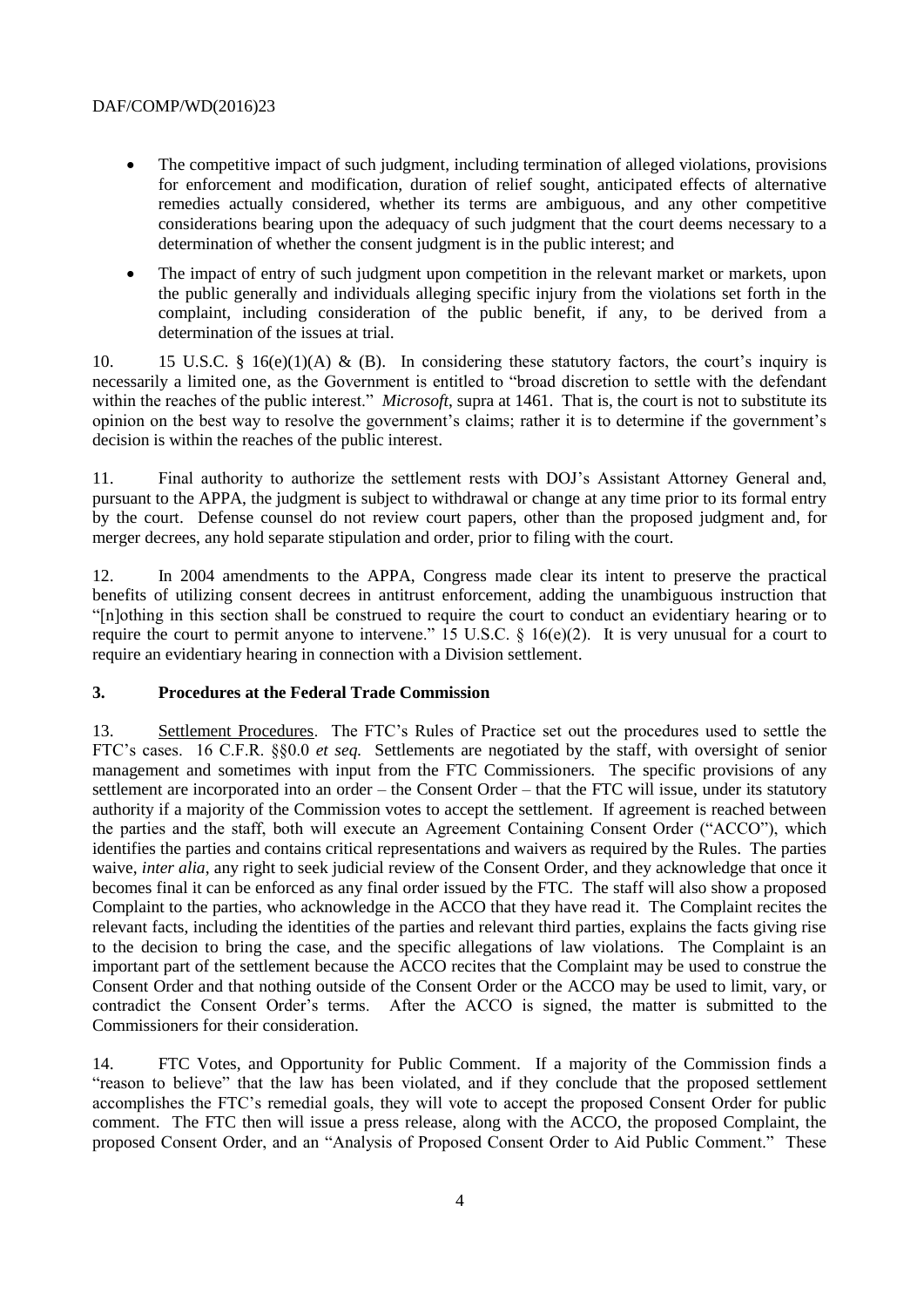- The competitive impact of such judgment, including termination of alleged violations, provisions for enforcement and modification, duration of relief sought, anticipated effects of alternative remedies actually considered, whether its terms are ambiguous, and any other competitive considerations bearing upon the adequacy of such judgment that the court deems necessary to a determination of whether the consent judgment is in the public interest; and
- The impact of entry of such judgment upon competition in the relevant market or markets, upon the public generally and individuals alleging specific injury from the violations set forth in the complaint, including consideration of the public benefit, if any, to be derived from a determination of the issues at trial.

10. 15 U.S.C. § 16(e)(1)(A) & (B). In considering these statutory factors, the court's inquiry is necessarily a limited one, as the Government is entitled to "broad discretion to settle with the defendant within the reaches of the public interest." *Microsoft*, supra at 1461. That is, the court is not to substitute its opinion on the best way to resolve the government's claims; rather it is to determine if the government's decision is within the reaches of the public interest.

11. Final authority to authorize the settlement rests with DOJ's Assistant Attorney General and, pursuant to the APPA, the judgment is subject to withdrawal or change at any time prior to its formal entry by the court. Defense counsel do not review court papers, other than the proposed judgment and, for merger decrees, any hold separate stipulation and order, prior to filing with the court.

12. In 2004 amendments to the APPA, Congress made clear its intent to preserve the practical benefits of utilizing consent decrees in antitrust enforcement, adding the unambiguous instruction that "[n]othing in this section shall be construed to require the court to conduct an evidentiary hearing or to require the court to permit anyone to intervene." 15 U.S.C. § 16(e)(2). It is very unusual for a court to require an evidentiary hearing in connection with a Division settlement.

### 3. Procedures at the Federal Trade Commission

13. Settlement Procedures. The FTC's Rules of Practice set out the procedures used to settle the FTC's cases. 16 C.F.R. §§0.0 *et seq.* Settlements are negotiated by the staff, with oversight of senior management and sometimes with input from the FTC Commissioners. The specific provisions of any settlement are incorporated into an order – the Consent Order – that the FTC will issue, under its statutory authority if a majority of the Commission votes to accept the settlement. If agreement is reached between the parties and the staff, both will execute an Agreement Containing Consent Order ("ACCO"), which identifies the parties and contains critical representations and waivers as required by the Rules. The parties waive, *inter alia*, any right to seek judicial review of the Consent Order, and they acknowledge that once it becomes final it can be enforced as any final order issued by the FTC. The staff will also show a proposed Complaint to the parties, who acknowledge in the ACCO that they have read it. The Complaint recites the relevant facts, including the identities of the parties and relevant third parties, explains the facts giving rise to the decision to bring the case, and the specific allegations of law violations. The Complaint is an important part of the settlement because the ACCO recites that the Complaint may be used to construe the Consent Order and that nothing outside of the Consent Order or the ACCO may be used to limit, vary, or contradict the Consent Order's terms. After the ACCO is signed, the matter is submitted to the Commissioners for their consideration.

14. FTC Votes, and Opportunity for Public Comment. If a majority of the Commission finds a "reason to believe" that the law has been violated, and if they conclude that the proposed settlement accomplishes the FTC's remedial goals, they will vote to accept the proposed Consent Order for public comment. The FTC then will issue a press release, along with the ACCO, the proposed Complaint, the proposed Consent Order, and an "Analysis of Proposed Consent Order to Aid Public Comment." These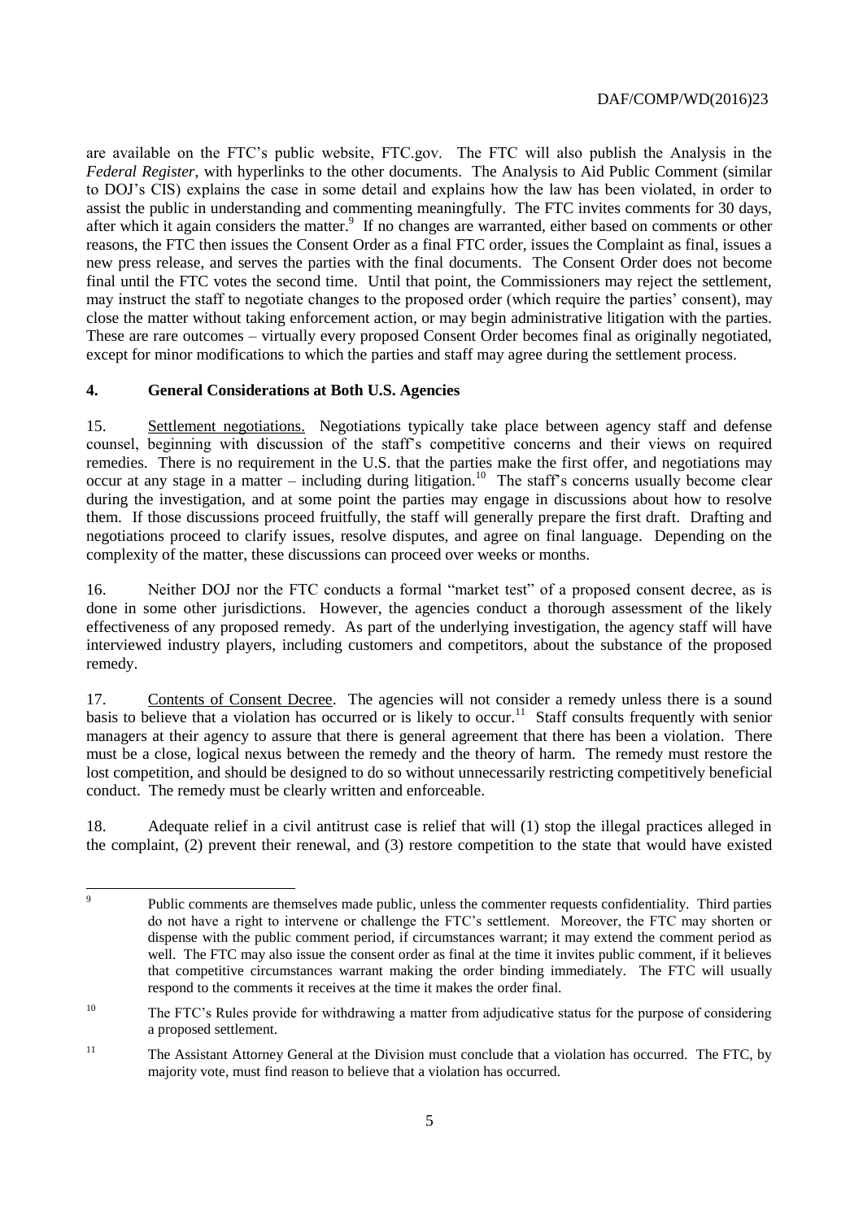are available on the FTC's public website, FTC.gov. The FTC will also publish the Analysis in the *Federal Register*, with hyperlinks to the other documents. The Analysis to Aid Public Comment (similar to DOJ's CIS) explains the case in some detail and explains how the law has been violated, in order to assist the public in understanding and commenting meaningfully. The FTC invites comments for 30 days, after which it again considers the matter.[9] If no changes are warranted, either based on comments or other reasons, the FTC then issues the Consent Order as a final FTC order, issues the Complaint as final, issues a new press release, and serves the parties with the final documents. The Consent Order does not become final until the FTC votes the second time. Until that point, the Commissioners may reject the settlement, may instruct the staff to negotiate changes to the proposed order (which require the parties' consent), may close the matter without taking enforcement action, or may begin administrative litigation with the parties. These are rare outcomes – virtually every proposed Consent Order becomes final as originally negotiated, except for minor modifications to which the parties and staff may agree during the settlement process.

### 4. General Considerations at Both U.S. Agencies

15. Settlement negotiations. Negotiations typically take place between agency staff and defense counsel, beginning with discussion of the staff's competitive concerns and their views on required remedies. There is no requirement in the U.S. that the parties make the first offer, and negotiations may occur at any stage in a matter – including during litigation.[10] The staff's concerns usually become clear during the investigation, and at some point the parties may engage in discussions about how to resolve them. If those discussions proceed fruitfully, the staff will generally prepare the first draft. Drafting and negotiations proceed to clarify issues, resolve disputes, and agree on final language. Depending on the complexity of the matter, these discussions can proceed over weeks or months.

16. Neither DOJ nor the FTC conducts a formal "market test" of a proposed consent decree, as is done in some other jurisdictions. However, the agencies conduct a thorough assessment of the likely effectiveness of any proposed remedy. As part of the underlying investigation, the agency staff will have interviewed industry players, including customers and competitors, about the substance of the proposed remedy.

17. Contents of Consent Decree. The agencies will not consider a remedy unless there is a sound basis to believe that a violation has occurred or is likely to occur.[11] Staff consults frequently with senior managers at their agency to assure that there is general agreement that there has been a violation. There must be a close, logical nexus between the remedy and the theory of harm. The remedy must restore the lost competition, and should be designed to do so without unnecessarily restricting competitively beneficial conduct. The remedy must be clearly written and enforceable.

18. Adequate relief in a civil antitrust case is relief that will (1) stop the illegal practices alleged in the complaint, (2) prevent their renewal, and (3) restore competition to the state that would have existed

---

[9] Public comments are themselves made public, unless the commenter requests confidentiality. Third parties do not have a right to intervene or challenge the FTC's settlement. Moreover, the FTC may shorten or dispense with the public comment period, if circumstances warrant; it may extend the comment period as well. The FTC may also issue the consent order as final at the time it invites public comment, if it believes that competitive circumstances warrant making the order binding immediately. The FTC will usually respond to the comments it receives at the time it makes the order final.

[10] The FTC's Rules provide for withdrawing a matter from adjudicative status for the purpose of considering a proposed settlement.

[11] The Assistant Attorney General at the Division must conclude that a violation has occurred. The FTC, by majority vote, must find reason to believe that a violation has occurred.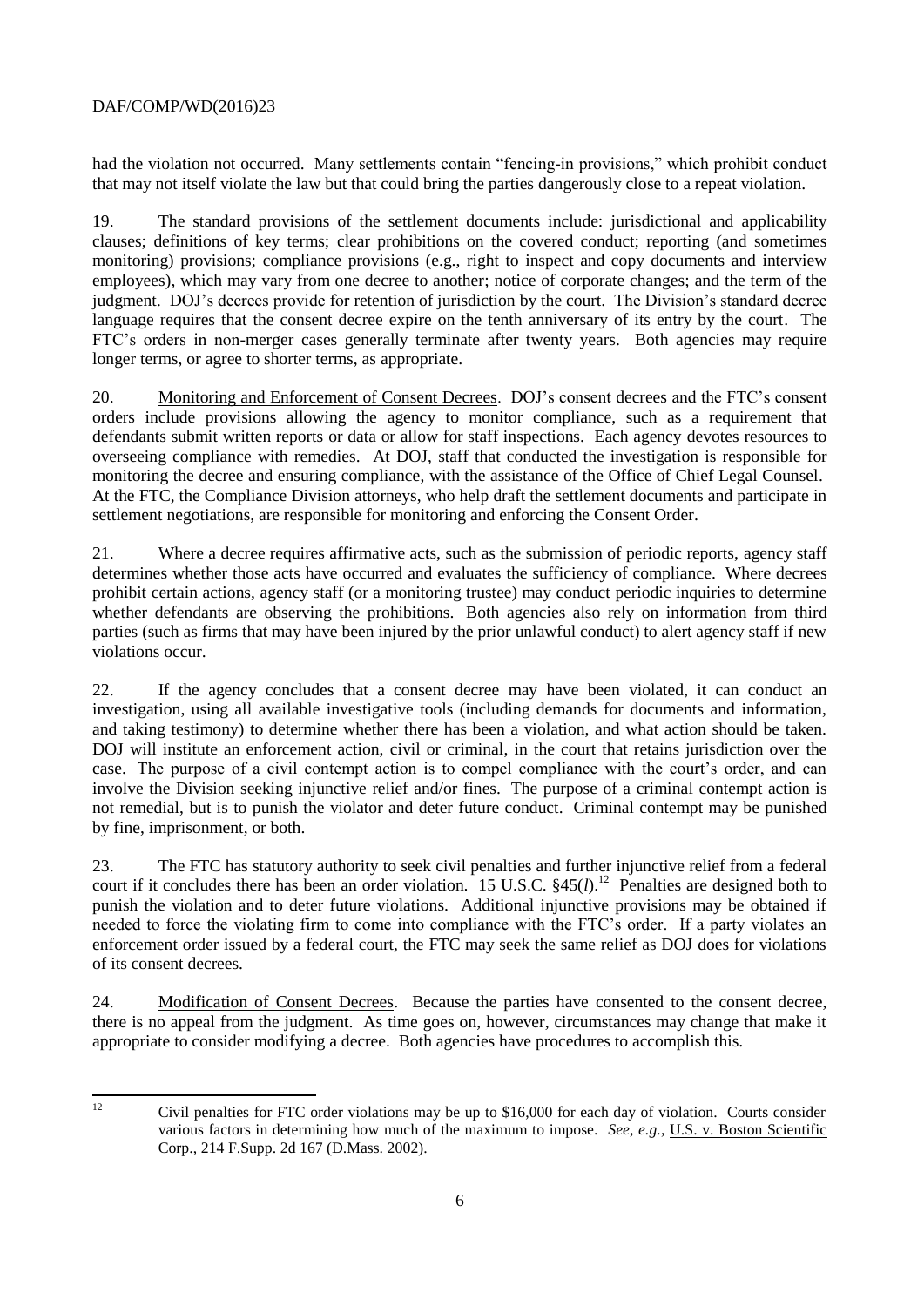had the violation not occurred. Many settlements contain "fencing-in provisions," which prohibit conduct that may not itself violate the law but that could bring the parties dangerously close to a repeat violation.

19. The standard provisions of the settlement documents include: jurisdictional and applicability clauses; definitions of key terms; clear prohibitions on the covered conduct; reporting (and sometimes monitoring) provisions; compliance provisions (e.g., right to inspect and copy documents and interview employees), which may vary from one decree to another; notice of corporate changes; and the term of the judgment. DOJ's decrees provide for retention of jurisdiction by the court. The Division's standard decree language requires that the consent decree expire on the tenth anniversary of its entry by the court. The FTC's orders in non-merger cases generally terminate after twenty years. Both agencies may require longer terms, or agree to shorter terms, as appropriate.

20. Monitoring and Enforcement of Consent Decrees. DOJ's consent decrees and the FTC's consent orders include provisions allowing the agency to monitor compliance, such as a requirement that defendants submit written reports or data or allow for staff inspections. Each agency devotes resources to overseeing compliance with remedies. At DOJ, staff that conducted the investigation is responsible for monitoring the decree and ensuring compliance, with the assistance of the Office of Chief Legal Counsel. At the FTC, the Compliance Division attorneys, who help draft the settlement documents and participate in settlement negotiations, are responsible for monitoring and enforcing the Consent Order.

21. Where a decree requires affirmative acts, such as the submission of periodic reports, agency staff determines whether those acts have occurred and evaluates the sufficiency of compliance. Where decrees prohibit certain actions, agency staff (or a monitoring trustee) may conduct periodic inquiries to determine whether defendants are observing the prohibitions. Both agencies also rely on information from third parties (such as firms that may have been injured by the prior unlawful conduct) to alert agency staff if new violations occur.

22. If the agency concludes that a consent decree may have been violated, it can conduct an investigation, using all available investigative tools (including demands for documents and information, and taking testimony) to determine whether there has been a violation, and what action should be taken. DOJ will institute an enforcement action, civil or criminal, in the court that retains jurisdiction over the case. The purpose of a civil contempt action is to compel compliance with the court's order, and can involve the Division seeking injunctive relief and/or fines. The purpose of a criminal contempt action is not remedial, but is to punish the violator and deter future conduct. Criminal contempt may be punished by fine, imprisonment, or both.

23. The FTC has statutory authority to seek civil penalties and further injunctive relief from a federal court if it concludes there has been an order violation. 15 U.S.C. §45(*l*).[12] Penalties are designed both to punish the violation and to deter future violations. Additional injunctive provisions may be obtained if needed to force the violating firm to come into compliance with the FTC's order. If a party violates an enforcement order issued by a federal court, the FTC may seek the same relief as DOJ does for violations of its consent decrees.

24. Modification of Consent Decrees. Because the parties have consented to the consent decree, there is no appeal from the judgment. As time goes on, however, circumstances may change that make it appropriate to consider modifying a decree. Both agencies have procedures to accomplish this.

---

[12] Civil penalties for FTC order violations may be up to $16,000 for each day of violation. Courts consider various factors in determining how much of the maximum to impose. *See, e.g.*, U.S. v. Boston Scientific Corp., 214 F.Supp. 2d 167 (D.Mass. 2002).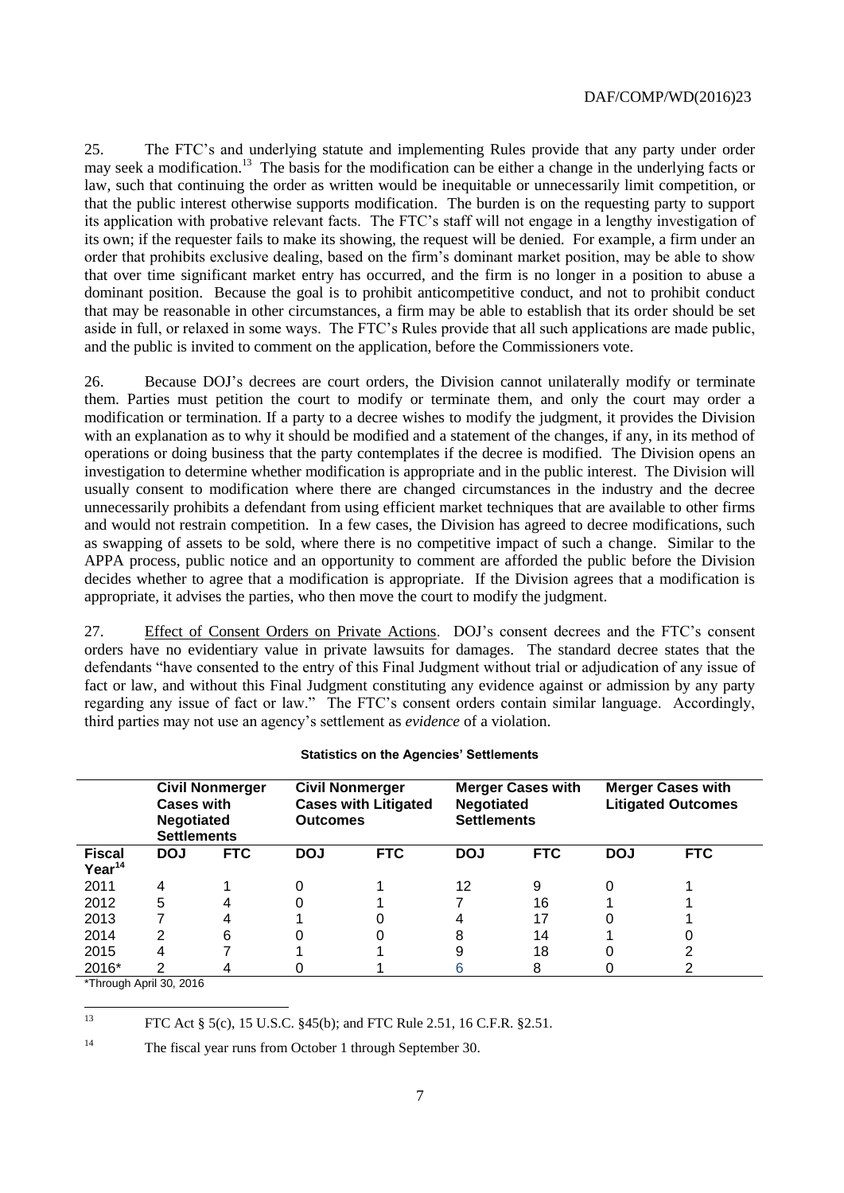25. The FTC's and underlying statute and implementing Rules provide that any party under order may seek a modification.[13] The basis for the modification can be either a change in the underlying facts or law, such that continuing the order as written would be inequitable or unnecessarily limit competition, or that the public interest otherwise supports modification. The burden is on the requesting party to support its application with probative relevant facts. The FTC's staff will not engage in a lengthy investigation of its own; if the requester fails to make its showing, the request will be denied. For example, a firm under an order that prohibits exclusive dealing, based on the firm's dominant market position, may be able to show that over time significant market entry has occurred, and the firm is no longer in a position to abuse a dominant position. Because the goal is to prohibit anticompetitive conduct, and not to prohibit conduct that may be reasonable in other circumstances, a firm may be able to establish that its order should be set aside in full, or relaxed in some ways. The FTC's Rules provide that all such applications are made public, and the public is invited to comment on the application, before the Commissioners vote.

26. Because DOJ's decrees are court orders, the Division cannot unilaterally modify or terminate them. Parties must petition the court to modify or terminate them, and only the court may order a modification or termination. If a party to a decree wishes to modify the judgment, it provides the Division with an explanation as to why it should be modified and a statement of the changes, if any, in its method of operations or doing business that the party contemplates if the decree is modified. The Division opens an investigation to determine whether modification is appropriate and in the public interest. The Division will usually consent to modification where there are changed circumstances in the industry and the decree unnecessarily prohibits a defendant from using efficient market techniques that are available to other firms and would not restrain competition. In a few cases, the Division has agreed to decree modifications, such as swapping of assets to be sold, where there is no competitive impact of such a change. Similar to the APPA process, public notice and an opportunity to comment are afforded the public before the Division decides whether to agree that a modification is appropriate. If the Division agrees that a modification is appropriate, it advises the parties, who then move the court to modify the judgment.

27. Effect of Consent Orders on Private Actions. DOJ's consent decrees and the FTC's consent orders have no evidentiary value in private lawsuits for damages. The standard decree states that the defendants "have consented to the entry of this Final Judgment without trial or adjudication of any issue of fact or law, and without this Final Judgment constituting any evidence against or admission by any party regarding any issue of fact or law." The FTC's consent orders contain similar language. Accordingly, third parties may not use an agency's settlement as *evidence* of a violation.

**Statistics on the Agencies' Settlements**

| | **Civil Nonmerger Cases with Negotiated Settlements** | | **Civil Nonmerger Cases with Litigated Outcomes** | | **Merger Cases with Negotiated Settlements** | | **Merger Cases with Litigated Outcomes** | |
|---|---|---|---|---|---|---|---|---|
| **Fiscal Year[14]** | **DOJ** | **FTC** | **DOJ** | **FTC** | **DOJ** | **FTC** | **DOJ** | **FTC** |
| 2011 | 4 | 1 | 0 | 1 | 12 | 9 | 0 | 1 |
| 2012 | 5 | 4 | 0 | 1 | 7 | 16 | 1 | 1 |
| 2013 | 7 | 4 | 1 | 0 | 4 | 17 | 0 | 1 |
| 2014 | 2 | 6 | 0 | 0 | 8 | 14 | 1 | 0 |
| 2015 | 4 | 7 | 1 | 1 | 9 | 18 | 0 | 2 |
| 2016* | 2 | 4 | 0 | 1 | 6 | 8 | 0 | 2 |

*Through April 30, 2016

[13] FTC Act § 5(c), 15 U.S.C. §45(b); and FTC Rule 2.51, 16 C.F.R. §2.51.

[14] The fiscal year runs from October 1 through September 30.